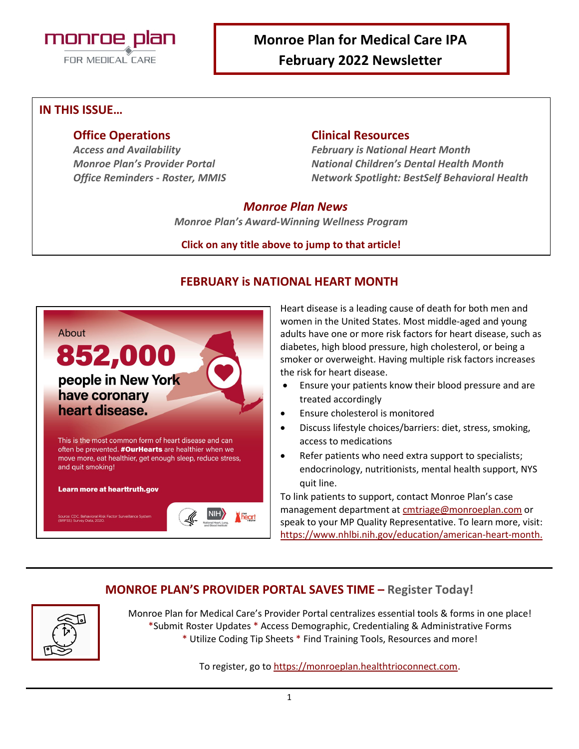# Monroe Plan for Medical Care IPA
# February 2022 Newsletter

## IN THIS ISSUE…

### Office Operations
*Access and Availability*
*Monroe Plan's Provider Portal*
*Office Reminders - Roster, MMIS*

### Clinical Resources
*February is National Heart Month*
*National Children's Dental Health Month*
*Network Spotlight: BestSelf Behavioral Health*

### Monroe Plan News
*Monroe Plan's Award-Winning Wellness Program*

**Click on any title above to jump to that article!**

## FEBRUARY is NATIONAL HEART MONTH

About **852,000** people in New York have coronary heart disease.

This is the most common form of heart disease and can often be prevented. **#OurHearts** are healthier when we move more, eat healthier, get enough sleep, reduce stress, and quit smoking!

**Learn more at hearttruth.gov**

Source: CDC Behavioral Risk Factor Surveillance System (BRFSS) Survey Data, 2020.

Heart disease is a leading cause of death for both men and women in the United States. Most middle-aged and young adults have one or more risk factors for heart disease, such as diabetes, high blood pressure, high cholesterol, or being a smoker or overweight. Having multiple risk factors increases the risk for heart disease.

- Ensure your patients know their blood pressure and are treated accordingly
- Ensure cholesterol is monitored
- Discuss lifestyle choices/barriers: diet, stress, smoking, access to medications
- Refer patients who need extra support to specialists; endocrinology, nutritionists, mental health support, NYS quit line.

To link patients to support, contact Monroe Plan's case management department at cmtriage@monroeplan.com or speak to your MP Quality Representative. To learn more, visit: https://www.nhlbi.nih.gov/education/american-heart-month.

## MONROE PLAN'S PROVIDER PORTAL SAVES TIME – Register Today!

Monroe Plan for Medical Care's Provider Portal centralizes essential tools & forms in one place!
*Submit Roster Updates * Access Demographic, Credentialing & Administrative Forms
* Utilize Coding Tip Sheets * Find Training Tools, Resources and more!

To register, go to https://monroeplan.healthtrioconnect.com.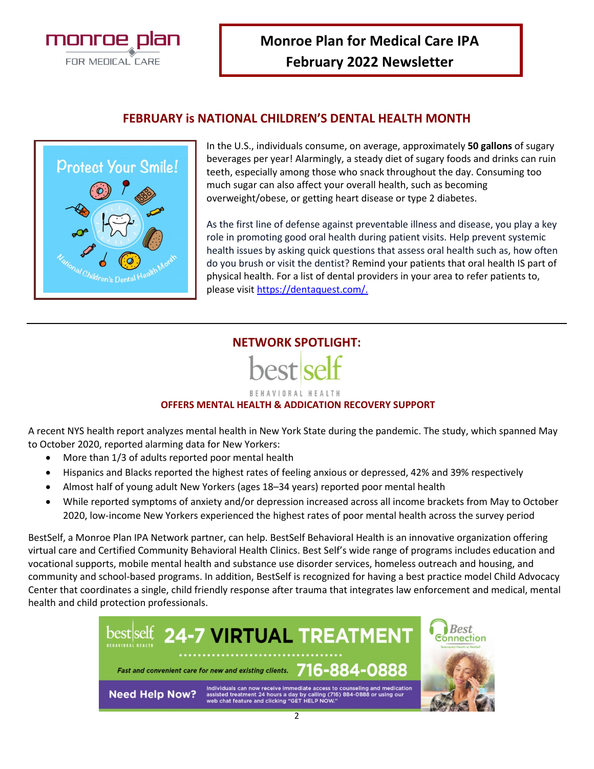# Monroe Plan for Medical Care IPA February 2022 Newsletter

## FEBRUARY is NATIONAL CHILDREN'S DENTAL HEALTH MONTH

In the U.S., individuals consume, on average, approximately **50 gallons** of sugary beverages per year! Alarmingly, a steady diet of sugary foods and drinks can ruin teeth, especially among those who snack throughout the day. Consuming too much sugar can also affect your overall health, such as becoming overweight/obese, or getting heart disease or type 2 diabetes.

As the first line of defense against preventable illness and disease, you play a key role in promoting good oral health during patient visits. Help prevent systemic health issues by asking quick questions that assess oral health such as, how often do you brush or visit the dentist? Remind your patients that oral health IS part of physical health. For a list of dental providers in your area to refer patients to, please visit [https://dentaquest.com/.](https://dentaquest.com/)

---

## NETWORK SPOTLIGHT:

best self BEHAVIORAL HEALTH

### OFFERS MENTAL HEALTH & ADDICATION RECOVERY SUPPORT

A recent NYS health report analyzes mental health in New York State during the pandemic. The study, which spanned May to October 2020, reported alarming data for New Yorkers:

- More than 1/3 of adults reported poor mental health
- Hispanics and Blacks reported the highest rates of feeling anxious or depressed, 42% and 39% respectively
- Almost half of young adult New Yorkers (ages 18–34 years) reported poor mental health
- While reported symptoms of anxiety and/or depression increased across all income brackets from May to October 2020, low-income New Yorkers experienced the highest rates of poor mental health across the survey period

BestSelf, a Monroe Plan IPA Network partner, can help. BestSelf Behavioral Health is an innovative organization offering virtual care and Certified Community Behavioral Health Clinics. Best Self's wide range of programs includes education and vocational supports, mobile mental health and substance use disorder services, homeless outreach and housing, and community and school-based programs. In addition, BestSelf is recognized for having a best practice model Child Advocacy Center that coordinates a single, child friendly response after trauma that integrates law enforcement and medical, mental health and child protection professionals.

**24-7 VIRTUAL TREATMENT**

*Fast and convenient care for new and existing clients.* **716-884-0888**

**Need Help Now?** Individuals can now receive immediate access to counseling and medication assisted treatment 24 hours a day by calling (716) 884-0888 or using our web chat feature and clicking "GET HELP NOW."

Best Connection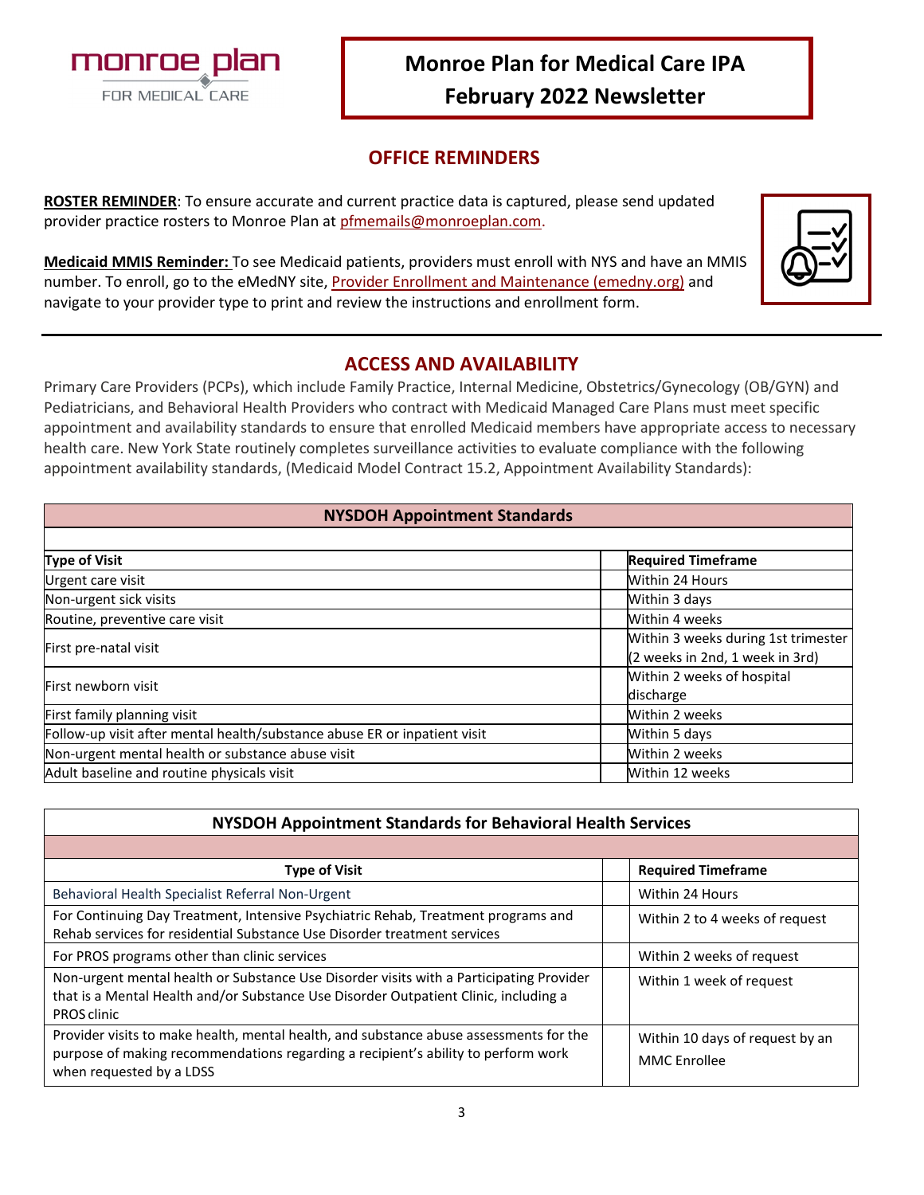# Monroe Plan for Medical Care IPA
# February 2022 Newsletter

## OFFICE REMINDERS

**ROSTER REMINDER**: To ensure accurate and current practice data is captured, please send updated provider practice rosters to Monroe Plan at pfmemails@monroeplan.com.

**Medicaid MMIS Reminder:** To see Medicaid patients, providers must enroll with NYS and have an MMIS number. To enroll, go to the eMedNY site, Provider Enrollment and Maintenance (emedny.org) and navigate to your provider type to print and review the instructions and enrollment form.

## ACCESS AND AVAILABILITY

Primary Care Providers (PCPs), which include Family Practice, Internal Medicine, Obstetrics/Gynecology (OB/GYN) and Pediatricians, and Behavioral Health Providers who contract with Medicaid Managed Care Plans must meet specific appointment and availability standards to ensure that enrolled Medicaid members have appropriate access to necessary health care. New York State routinely completes surveillance activities to evaluate compliance with the following appointment availability standards, (Medicaid Model Contract 15.2, Appointment Availability Standards):

**NYSDOH Appointment Standards**

| Type of Visit | Required Timeframe |
|---|---|
| Urgent care visit | Within 24 Hours |
| Non-urgent sick visits | Within 3 days |
| Routine, preventive care visit | Within 4 weeks |
| First pre-natal visit | Within 3 weeks during 1st trimester (2 weeks in 2nd, 1 week in 3rd) |
| First newborn visit | Within 2 weeks of hospital discharge |
| First family planning visit | Within 2 weeks |
| Follow-up visit after mental health/substance abuse ER or inpatient visit | Within 5 days |
| Non-urgent mental health or substance abuse visit | Within 2 weeks |
| Adult baseline and routine physicals visit | Within 12 weeks |

**NYSDOH Appointment Standards for Behavioral Health Services**

| Type of Visit | Required Timeframe |
|---|---|
| Behavioral Health Specialist Referral Non-Urgent | Within 24 Hours |
| For Continuing Day Treatment, Intensive Psychiatric Rehab, Treatment programs and Rehab services for residential Substance Use Disorder treatment services | Within 2 to 4 weeks of request |
| For PROS programs other than clinic services | Within 2 weeks of request |
| Non-urgent mental health or Substance Use Disorder visits with a Participating Provider that is a Mental Health and/or Substance Use Disorder Outpatient Clinic, including a PROS clinic | Within 1 week of request |
| Provider visits to make health, mental health, and substance abuse assessments for the purpose of making recommendations regarding a recipient's ability to perform work when requested by a LDSS | Within 10 days of request by an MMC Enrollee |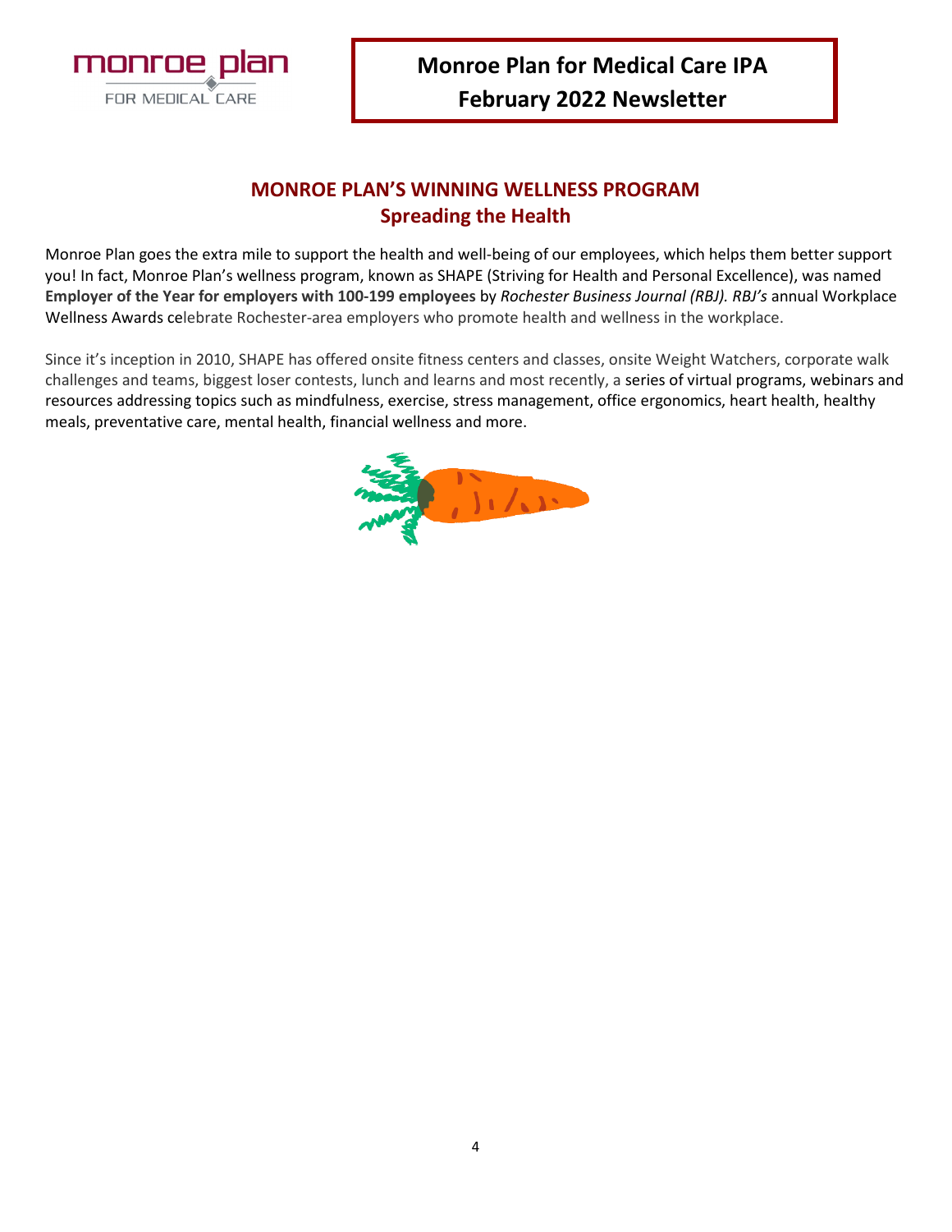# Monroe Plan for Medical Care IPA
# February 2022 Newsletter

## MONROE PLAN'S WINNING WELLNESS PROGRAM
### Spreading the Health

Monroe Plan goes the extra mile to support the health and well-being of our employees, which helps them better support you! In fact, Monroe Plan's wellness program, known as SHAPE (Striving for Health and Personal Excellence), was named **Employer of the Year for employers with 100-199 employees** by *Rochester Business Journal (RBJ). RBJ's* annual Workplace Wellness Awards celebrate Rochester-area employers who promote health and wellness in the workplace.

Since it's inception in 2010, SHAPE has offered onsite fitness centers and classes, onsite Weight Watchers, corporate walk challenges and teams, biggest loser contests, lunch and learns and most recently, a series of virtual programs, webinars and resources addressing topics such as mindfulness, exercise, stress management, office ergonomics, heart health, healthy meals, preventative care, mental health, financial wellness and more.